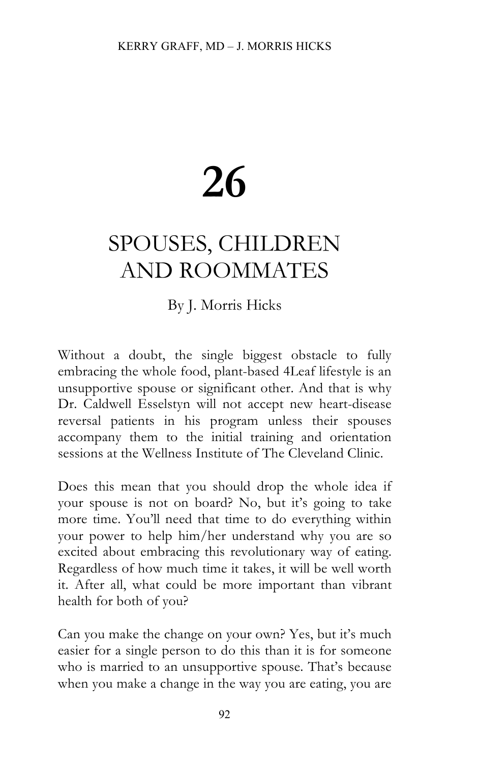# 26

## SPOUSES, CHILDREN AND ROOMMATES

By J. Morris Hicks

Without a doubt, the single biggest obstacle to fully embracing the whole food, plant-based 4Leaf lifestyle is an unsupportive spouse or significant other. And that is why Dr. Caldwell Esselstyn will not accept new heart-disease reversal patients in his program unless their spouses accompany them to the initial training and orientation sessions at the Wellness Institute of The Cleveland Clinic.

Does this mean that you should drop the whole idea if your spouse is not on board? No, but it's going to take more time. You'll need that time to do everything within your power to help him/her understand why you are so excited about embracing this revolutionary way of eating. Regardless of how much time it takes, it will be well worth it. After all, what could be more important than vibrant health for both of you?

Can you make the change on your own? Yes, but it's much easier for a single person to do this than it is for someone who is married to an unsupportive spouse. That's because when you make a change in the way you are eating, you are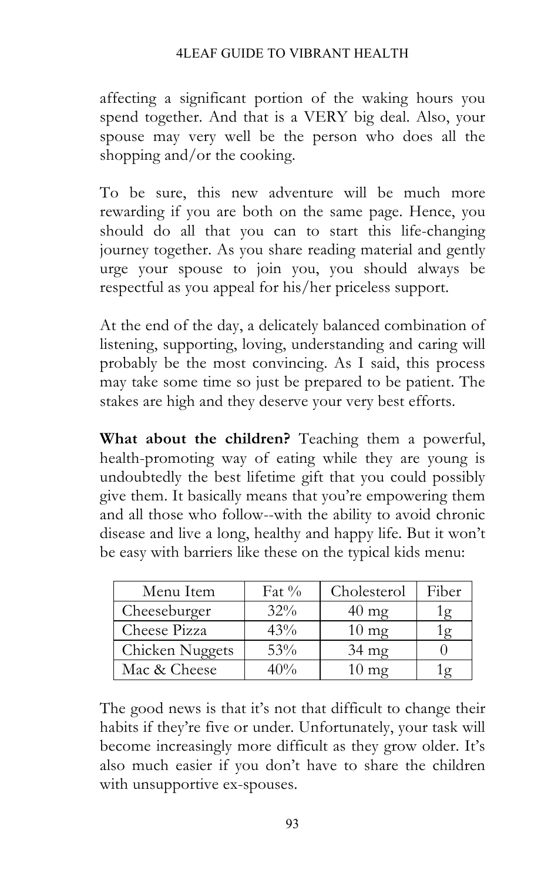affecting a significant portion of the waking hours you spend together. And that is a VERY big deal. Also, your spouse may very well be the person who does all the shopping and/or the cooking.

To be sure, this new adventure will be much more rewarding if you are both on the same page. Hence, you should do all that you can to start this life-changing journey together. As you share reading material and gently urge your spouse to join you, you should always be respectful as you appeal for his/her priceless support.

At the end of the day, a delicately balanced combination of listening, supporting, loving, understanding and caring will probably be the most convincing. As I said, this process may take some time so just be prepared to be patient. The stakes are high and they deserve your very best efforts.

**What about the children?** Teaching them a powerful, health-promoting way of eating while they are young is undoubtedly the best lifetime gift that you could possibly give them. It basically means that you're empowering them and all those who follow--with the ability to avoid chronic disease and live a long, healthy and happy life. But it won't be easy with barriers like these on the typical kids menu:

| Menu Item | Fat % | Cholesterol | Fiber |
| --- | --- | --- | --- |
| Cheeseburger | 32% | 40 mg | 1g |
| Cheese Pizza | 43% | 10 mg | 1g |
| Chicken Nuggets | 53% | 34 mg | 0 |
| Mac & Cheese | 40% | 10 mg | 1g |

The good news is that it's not that difficult to change their habits if they're five or under. Unfortunately, your task will become increasingly more difficult as they grow older. It's also much easier if you don't have to share the children with unsupportive ex-spouses.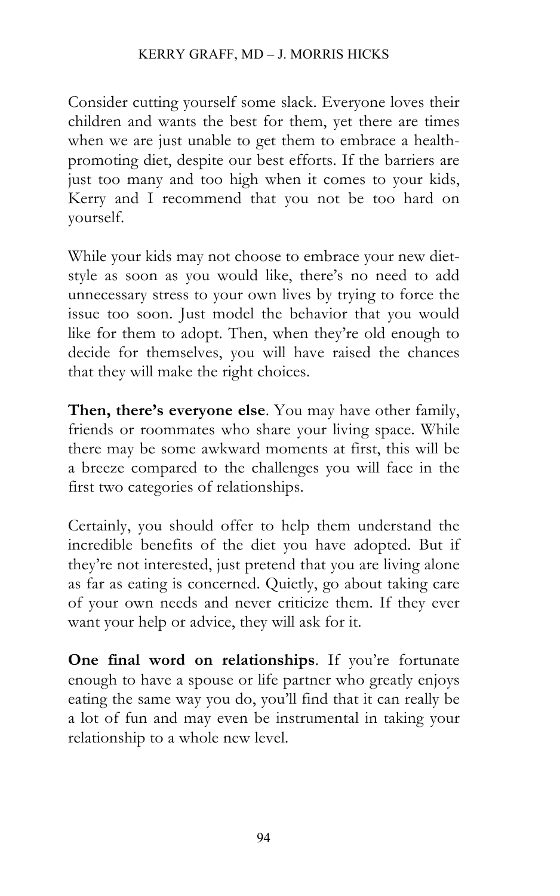Consider cutting yourself some slack. Everyone loves their children and wants the best for them, yet there are times when we are just unable to get them to embrace a health-promoting diet, despite our best efforts. If the barriers are just too many and too high when it comes to your kids, Kerry and I recommend that you not be too hard on yourself.

While your kids may not choose to embrace your new diet-style as soon as you would like, there's no need to add unnecessary stress to your own lives by trying to force the issue too soon. Just model the behavior that you would like for them to adopt. Then, when they're old enough to decide for themselves, you will have raised the chances that they will make the right choices.

**Then, there's everyone else**. You may have other family, friends or roommates who share your living space. While there may be some awkward moments at first, this will be a breeze compared to the challenges you will face in the first two categories of relationships.

Certainly, you should offer to help them understand the incredible benefits of the diet you have adopted. But if they're not interested, just pretend that you are living alone as far as eating is concerned. Quietly, go about taking care of your own needs and never criticize them. If they ever want your help or advice, they will ask for it.

**One final word on relationships**. If you're fortunate enough to have a spouse or life partner who greatly enjoys eating the same way you do, you'll find that it can really be a lot of fun and may even be instrumental in taking your relationship to a whole new level.